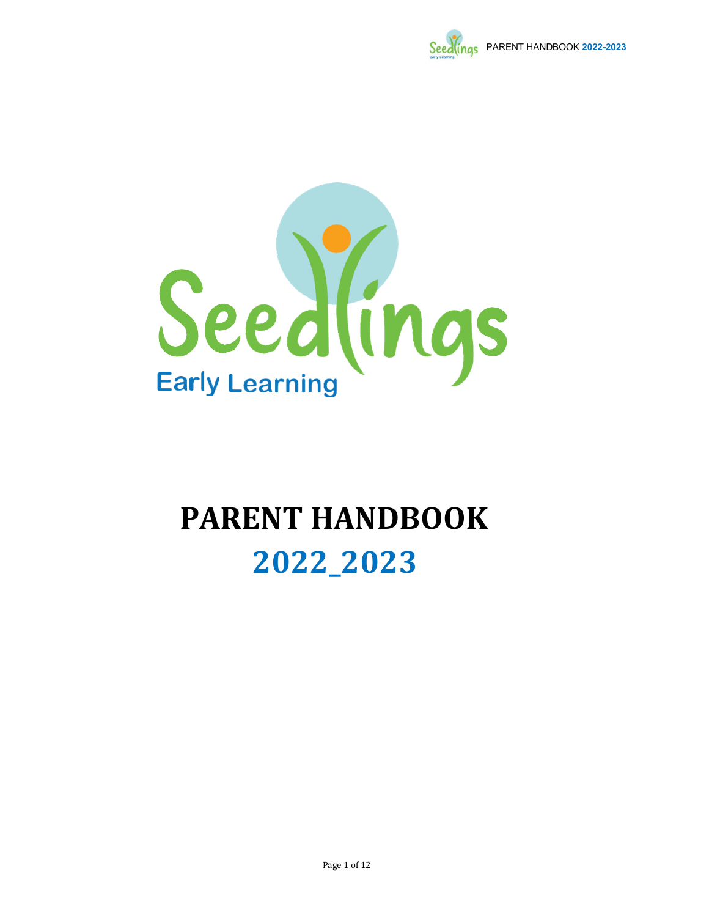Seedlings

Early Learning

# PARENT HANDBOOK

# 2022_2023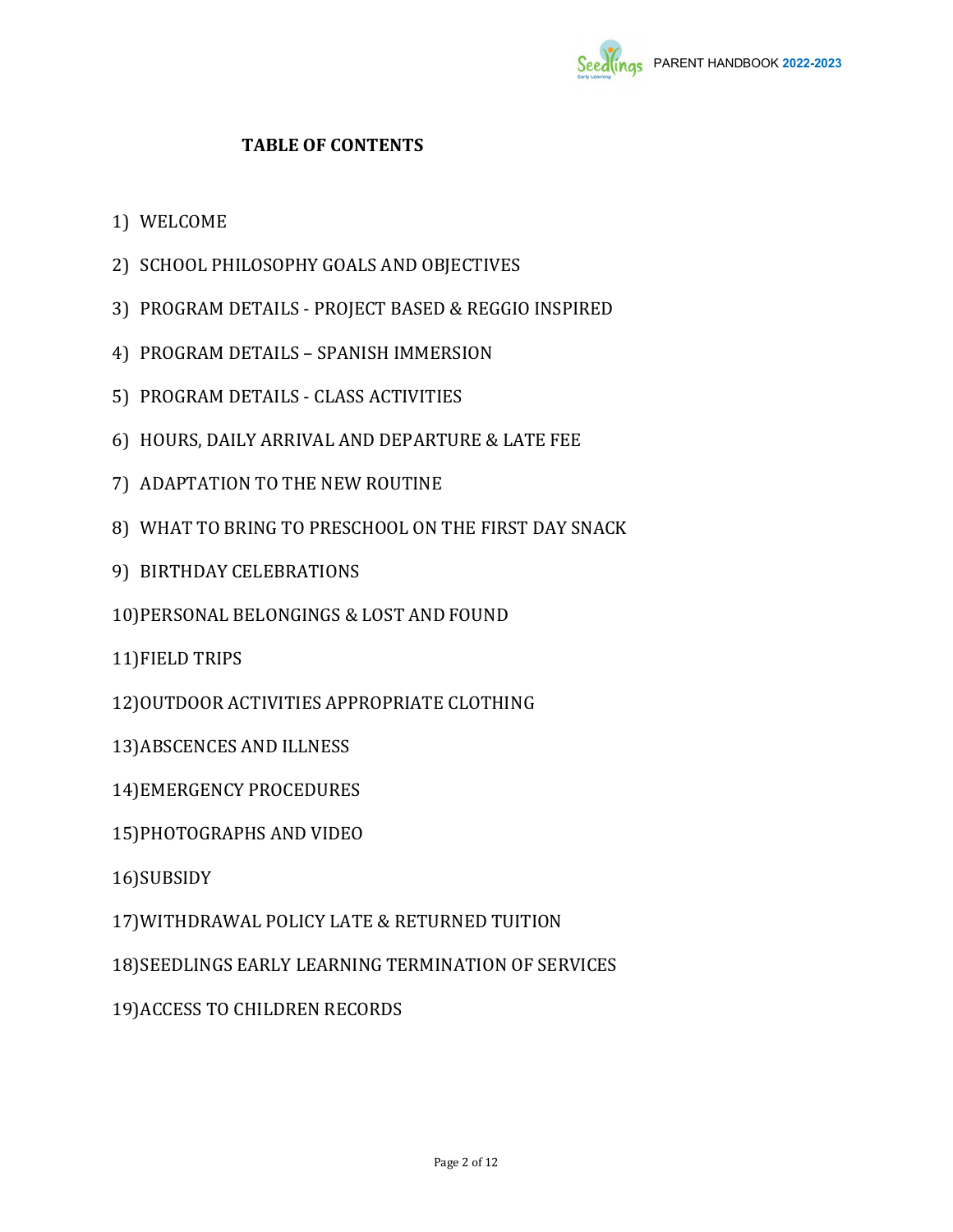# TABLE OF CONTENTS

1) WELCOME
2) SCHOOL PHILOSOPHY GOALS AND OBJECTIVES
3) PROGRAM DETAILS - PROJECT BASED & REGGIO INSPIRED
4) PROGRAM DETAILS – SPANISH IMMERSION
5) PROGRAM DETAILS - CLASS ACTIVITIES
6) HOURS, DAILY ARRIVAL AND DEPARTURE & LATE FEE
7) ADAPTATION TO THE NEW ROUTINE
8) WHAT TO BRING TO PRESCHOOL ON THE FIRST DAY SNACK
9) BIRTHDAY CELEBRATIONS
10) PERSONAL BELONGINGS & LOST AND FOUND
11) FIELD TRIPS
12) OUTDOOR ACTIVITIES APPROPRIATE CLOTHING
13) ABSCENCES AND ILLNESS
14) EMERGENCY PROCEDURES
15) PHOTOGRAPHS AND VIDEO
16) SUBSIDY
17) WITHDRAWAL POLICY LATE & RETURNED TUITION
18) SEEDLINGS EARLY LEARNING TERMINATION OF SERVICES
19) ACCESS TO CHILDREN RECORDS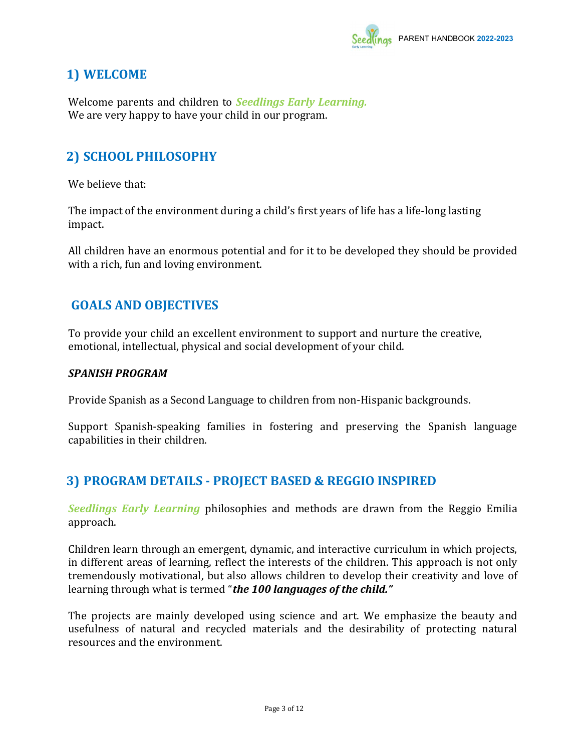## 1) WELCOME

Welcome parents and children to ***Seedlings Early Learning.***
We are very happy to have your child in our program.

## 2) SCHOOL PHILOSOPHY

We believe that:

The impact of the environment during a child's first years of life has a life-long lasting impact.

All children have an enormous potential and for it to be developed they should be provided with a rich, fun and loving environment.

## GOALS AND OBJECTIVES

To provide your child an excellent environment to support and nurture the creative, emotional, intellectual, physical and social development of your child.

***SPANISH PROGRAM***

Provide Spanish as a Second Language to children from non-Hispanic backgrounds.

Support Spanish-speaking families in fostering and preserving the Spanish language capabilities in their children.

## 3) PROGRAM DETAILS - PROJECT BASED & REGGIO INSPIRED

***Seedlings Early Learning*** philosophies and methods are drawn from the Reggio Emilia approach.

Children learn through an emergent, dynamic, and interactive curriculum in which projects, in different areas of learning, reflect the interests of the children. This approach is not only tremendously motivational, but also allows children to develop their creativity and love of learning through what is termed "***the 100 languages of the child."***

The projects are mainly developed using science and art. We emphasize the beauty and usefulness of natural and recycled materials and the desirability of protecting natural resources and the environment.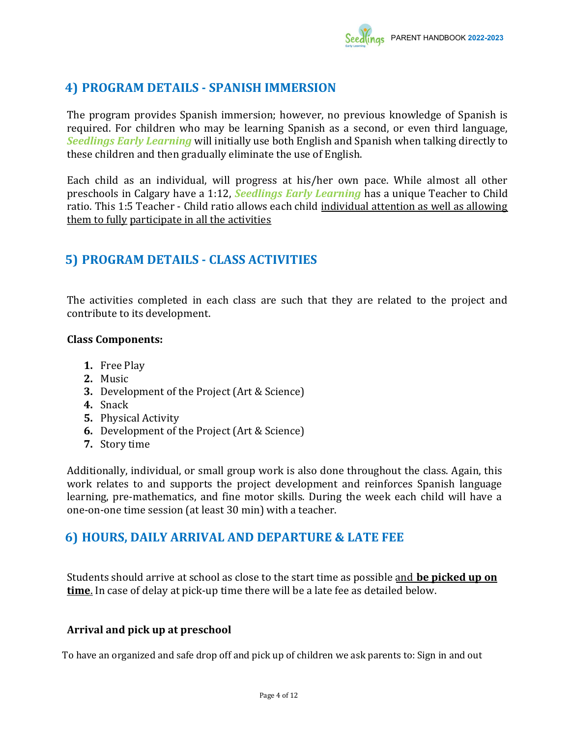## 4) PROGRAM DETAILS - SPANISH IMMERSION

The program provides Spanish immersion; however, no previous knowledge of Spanish is required. For children who may be learning Spanish as a second, or even third language, ***Seedlings Early Learning*** will initially use both English and Spanish when talking directly to these children and then gradually eliminate the use of English.

Each child as an individual, will progress at his/her own pace. While almost all other preschools in Calgary have a 1:12, ***Seedlings Early Learning*** has a unique Teacher to Child ratio. This 1:5 Teacher - Child ratio allows each child individual attention as well as allowing them to fully participate in all the activities

## 5) PROGRAM DETAILS - CLASS ACTIVITIES

The activities completed in each class are such that they are related to the project and contribute to its development.

**Class Components:**

1. Free Play
2. Music
3. Development of the Project (Art & Science)
4. Snack
5. Physical Activity
6. Development of the Project (Art & Science)
7. Story time

Additionally, individual, or small group work is also done throughout the class. Again, this work relates to and supports the project development and reinforces Spanish language learning, pre-mathematics, and fine motor skills. During the week each child will have a one-on-one time session (at least 30 min) with a teacher.

## 6) HOURS, DAILY ARRIVAL AND DEPARTURE & LATE FEE

Students should arrive at school as close to the start time as possible and **be picked up on time**. In case of delay at pick-up time there will be a late fee as detailed below.

**Arrival and pick up at preschool**

To have an organized and safe drop off and pick up of children we ask parents to: Sign in and out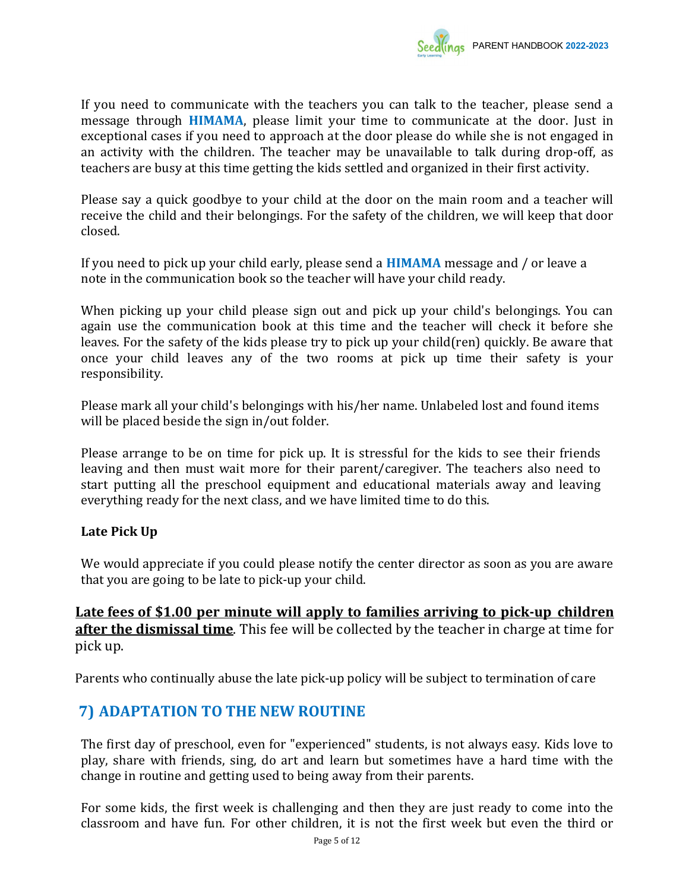If you need to communicate with the teachers you can talk to the teacher, please send a message through **HIMAMA**, please limit your time to communicate at the door. Just in exceptional cases if you need to approach at the door please do while she is not engaged in an activity with the children. The teacher may be unavailable to talk during drop-off, as teachers are busy at this time getting the kids settled and organized in their first activity.

Please say a quick goodbye to your child at the door on the main room and a teacher will receive the child and their belongings. For the safety of the children, we will keep that door closed.

If you need to pick up your child early, please send a **HIMAMA** message and / or leave a note in the communication book so the teacher will have your child ready.

When picking up your child please sign out and pick up your child's belongings. You can again use the communication book at this time and the teacher will check it before she leaves. For the safety of the kids please try to pick up your child(ren) quickly. Be aware that once your child leaves any of the two rooms at pick up time their safety is your responsibility.

Please mark all your child's belongings with his/her name. Unlabeled lost and found items will be placed beside the sign in/out folder.

Please arrange to be on time for pick up. It is stressful for the kids to see their friends leaving and then must wait more for their parent/caregiver. The teachers also need to start putting all the preschool equipment and educational materials away and leaving everything ready for the next class, and we have limited time to do this.

**Late Pick Up**

We would appreciate if you could please notify the center director as soon as you are aware that you are going to be late to pick-up your child.

<u>**Late fees of $1.00 per minute will apply to families arriving to pick-up children after the dismissal time**</u>. This fee will be collected by the teacher in charge at time for pick up.

Parents who continually abuse the late pick-up policy will be subject to termination of care

## 7) ADAPTATION TO THE NEW ROUTINE

The first day of preschool, even for "experienced" students, is not always easy. Kids love to play, share with friends, sing, do art and learn but sometimes have a hard time with the change in routine and getting used to being away from their parents.

For some kids, the first week is challenging and then they are just ready to come into the classroom and have fun. For other children, it is not the first week but even the third or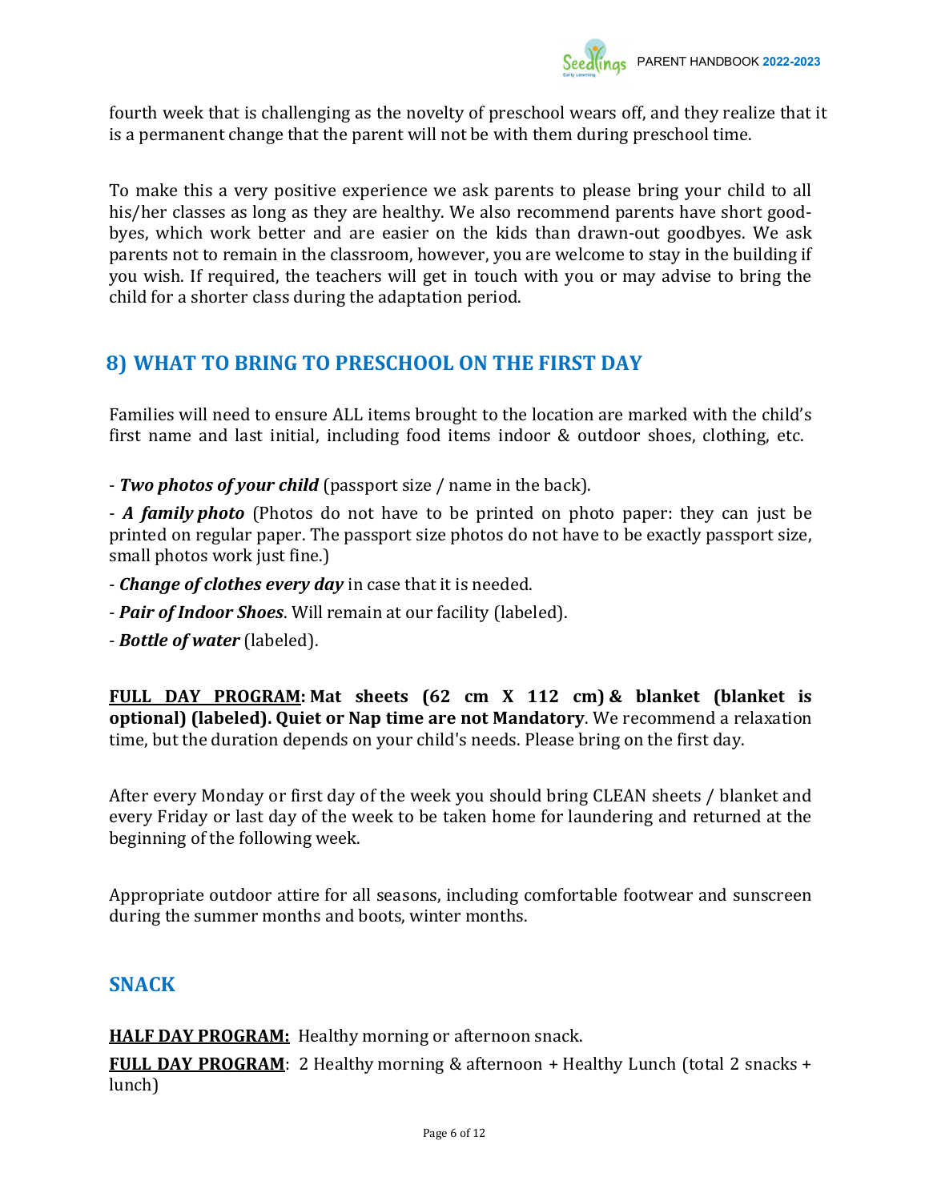fourth week that is challenging as the novelty of preschool wears off, and they realize that it is a permanent change that the parent will not be with them during preschool time.

To make this a very positive experience we ask parents to please bring your child to all his/her classes as long as they are healthy. We also recommend parents have short good-byes, which work better and are easier on the kids than drawn-out goodbyes. We ask parents not to remain in the classroom, however, you are welcome to stay in the building if you wish. If required, the teachers will get in touch with you or may advise to bring the child for a shorter class during the adaptation period.

## 8) WHAT TO BRING TO PRESCHOOL ON THE FIRST DAY

Families will need to ensure ALL items brought to the location are marked with the child's first name and last initial, including food items indoor & outdoor shoes, clothing, etc.

- ***Two photos of your child*** (passport size / name in the back).
- ***A family photo*** (Photos do not have to be printed on photo paper: they can just be printed on regular paper. The passport size photos do not have to be exactly passport size, small photos work just fine.)
- ***Change of clothes every day*** in case that it is needed.
- ***Pair of Indoor Shoes***. Will remain at our facility (labeled).
- ***Bottle of water*** (labeled).

**FULL DAY PROGRAM: Mat sheets (62 cm X 112 cm) & blanket (blanket is optional) (labeled). Quiet or Nap time are not Mandatory**. We recommend a relaxation time, but the duration depends on your child's needs. Please bring on the first day.

After every Monday or first day of the week you should bring CLEAN sheets / blanket and every Friday or last day of the week to be taken home for laundering and returned at the beginning of the following week.

Appropriate outdoor attire for all seasons, including comfortable footwear and sunscreen during the summer months and boots, winter months.

## SNACK

**HALF DAY PROGRAM:** Healthy morning or afternoon snack.

**FULL DAY PROGRAM**: 2 Healthy morning & afternoon + Healthy Lunch (total 2 snacks + lunch)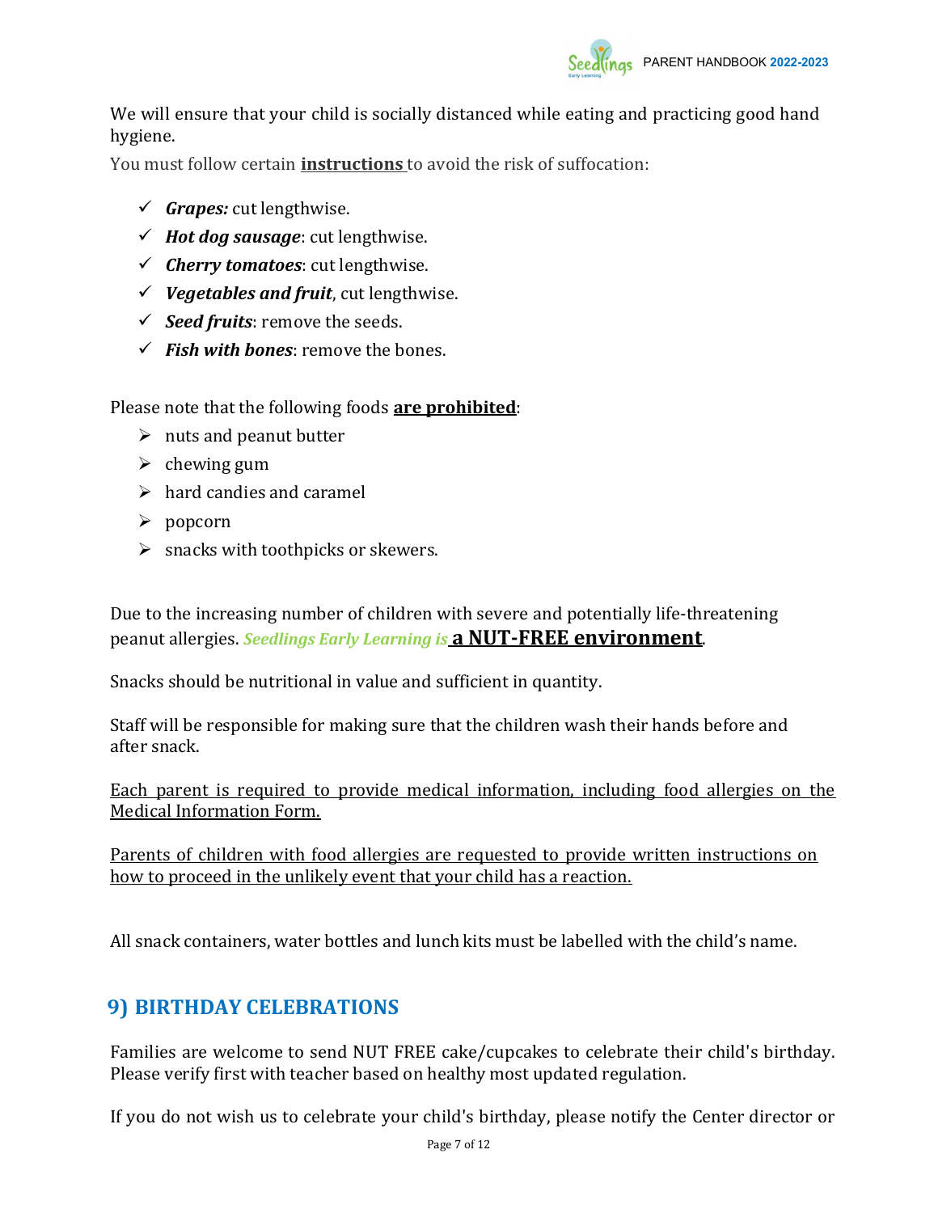We will ensure that your child is socially distanced while eating and practicing good hand hygiene.

You must follow certain **instructions** to avoid the risk of suffocation:

- ✓ ***Grapes:*** cut lengthwise.
- ✓ ***Hot dog sausage***: cut lengthwise.
- ✓ ***Cherry tomatoes***: cut lengthwise.
- ✓ ***Vegetables and fruit***, cut lengthwise.
- ✓ ***Seed fruits***: remove the seeds.
- ✓ ***Fish with bones***: remove the bones.

Please note that the following foods **are prohibited**:

- nuts and peanut butter
- chewing gum
- hard candies and caramel
- popcorn
- snacks with toothpicks or skewers.

Due to the increasing number of children with severe and potentially life-threatening peanut allergies. ***Seedlings Early Learning is*** **a NUT-FREE environment**.

Snacks should be nutritional in value and sufficient in quantity.

Staff will be responsible for making sure that the children wash their hands before and after snack.

Each parent is required to provide medical information, including food allergies on the Medical Information Form.

Parents of children with food allergies are requested to provide written instructions on how to proceed in the unlikely event that your child has a reaction.

All snack containers, water bottles and lunch kits must be labelled with the child's name.

## 9) BIRTHDAY CELEBRATIONS

Families are welcome to send NUT FREE cake/cupcakes to celebrate their child's birthday. Please verify first with teacher based on healthy most updated regulation.

If you do not wish us to celebrate your child's birthday, please notify the Center director or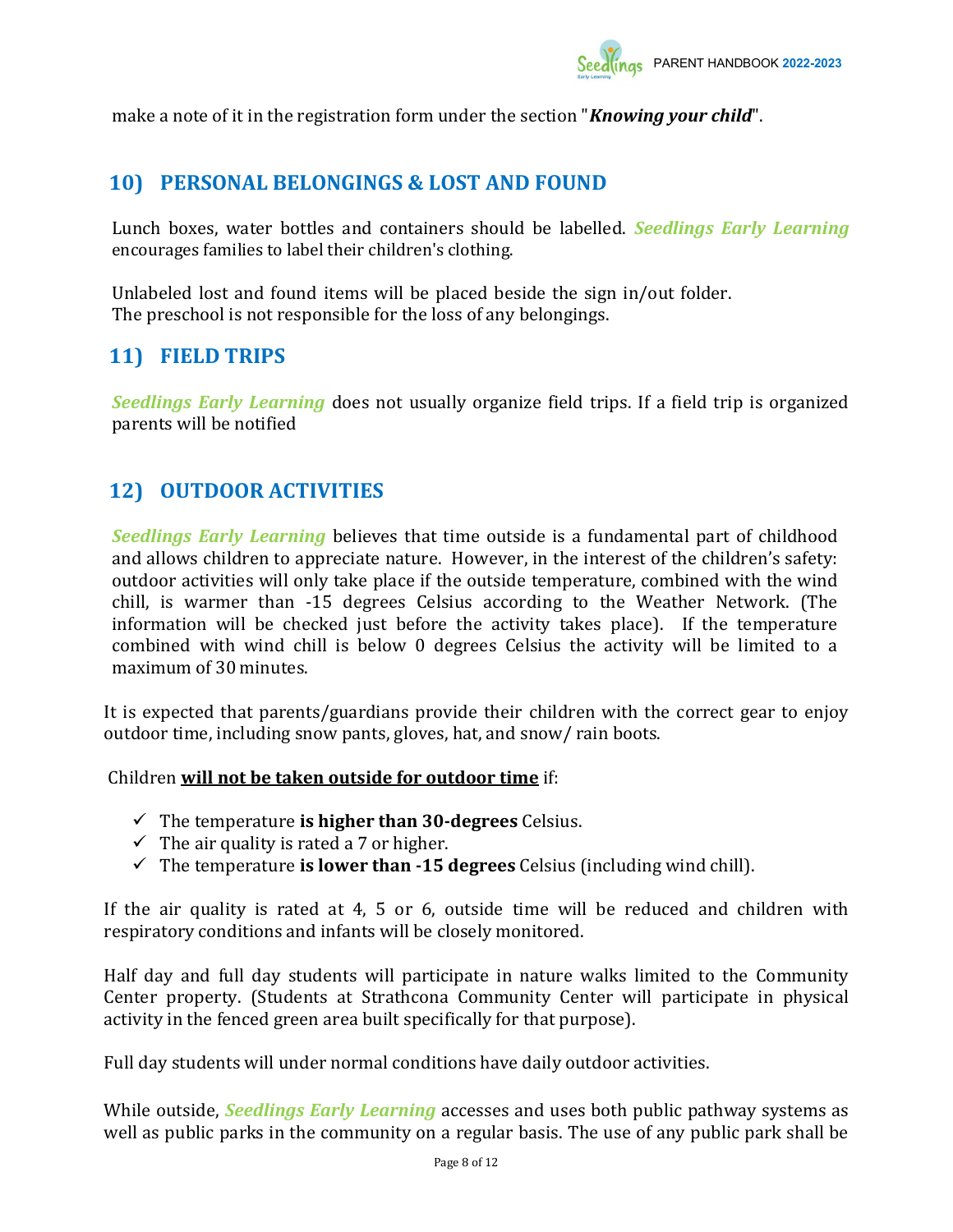make a note of it in the registration form under the section "***Knowing your child***".

## 10) PERSONAL BELONGINGS & LOST AND FOUND

Lunch boxes, water bottles and containers should be labelled. ***Seedlings Early Learning*** encourages families to label their children's clothing.

Unlabeled lost and found items will be placed beside the sign in/out folder.
The preschool is not responsible for the loss of any belongings.

## 11) FIELD TRIPS

***Seedlings Early Learning*** does not usually organize field trips. If a field trip is organized parents will be notified

## 12) OUTDOOR ACTIVITIES

***Seedlings Early Learning*** believes that time outside is a fundamental part of childhood and allows children to appreciate nature. However, in the interest of the children's safety: outdoor activities will only take place if the outside temperature, combined with the wind chill, is warmer than -15 degrees Celsius according to the Weather Network. (The information will be checked just before the activity takes place). If the temperature combined with wind chill is below 0 degrees Celsius the activity will be limited to a maximum of 30 minutes.

It is expected that parents/guardians provide their children with the correct gear to enjoy outdoor time, including snow pants, gloves, hat, and snow/ rain boots.

Children <u>**will not be taken outside for outdoor time**</u> if:

- ✓ The temperature **is higher than 30-degrees** Celsius.
- ✓ The air quality is rated a 7 or higher.
- ✓ The temperature **is lower than -15 degrees** Celsius (including wind chill).

If the air quality is rated at 4, 5 or 6, outside time will be reduced and children with respiratory conditions and infants will be closely monitored.

Half day and full day students will participate in nature walks limited to the Community Center property. (Students at Strathcona Community Center will participate in physical activity in the fenced green area built specifically for that purpose).

Full day students will under normal conditions have daily outdoor activities.

While outside, ***Seedlings Early Learning*** accesses and uses both public pathway systems as well as public parks in the community on a regular basis. The use of any public park shall be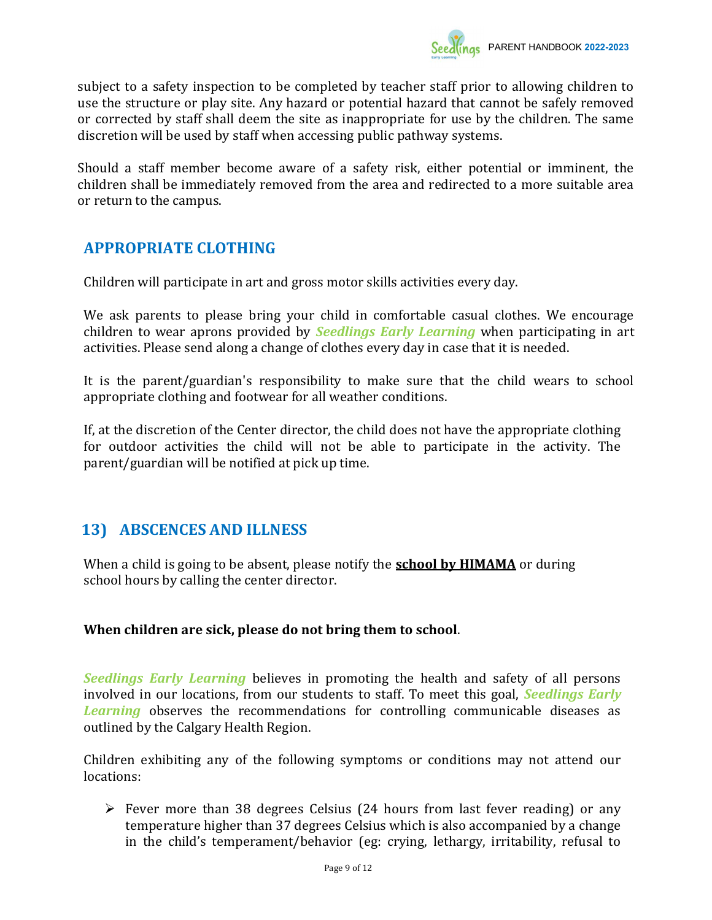subject to a safety inspection to be completed by teacher staff prior to allowing children to use the structure or play site. Any hazard or potential hazard that cannot be safely removed or corrected by staff shall deem the site as inappropriate for use by the children. The same discretion will be used by staff when accessing public pathway systems.

Should a staff member become aware of a safety risk, either potential or imminent, the children shall be immediately removed from the area and redirected to a more suitable area or return to the campus.

## APPROPRIATE CLOTHING

Children will participate in art and gross motor skills activities every day.

We ask parents to please bring your child in comfortable casual clothes. We encourage children to wear aprons provided by ***Seedlings Early Learning*** when participating in art activities. Please send along a change of clothes every day in case that it is needed.

It is the parent/guardian's responsibility to make sure that the child wears to school appropriate clothing and footwear for all weather conditions.

If, at the discretion of the Center director, the child does not have the appropriate clothing for outdoor activities the child will not be able to participate in the activity. The parent/guardian will be notified at pick up time.

## 13) ABSCENCES AND ILLNESS

When a child is going to be absent, please notify the **school by HIMAMA** or during school hours by calling the center director.

**When children are sick, please do not bring them to school**.

***Seedlings Early Learning*** believes in promoting the health and safety of all persons involved in our locations, from our students to staff. To meet this goal, ***Seedlings Early Learning*** observes the recommendations for controlling communicable diseases as outlined by the Calgary Health Region.

Children exhibiting any of the following symptoms or conditions may not attend our locations:

- Fever more than 38 degrees Celsius (24 hours from last fever reading) or any temperature higher than 37 degrees Celsius which is also accompanied by a change in the child's temperament/behavior (eg: crying, lethargy, irritability, refusal to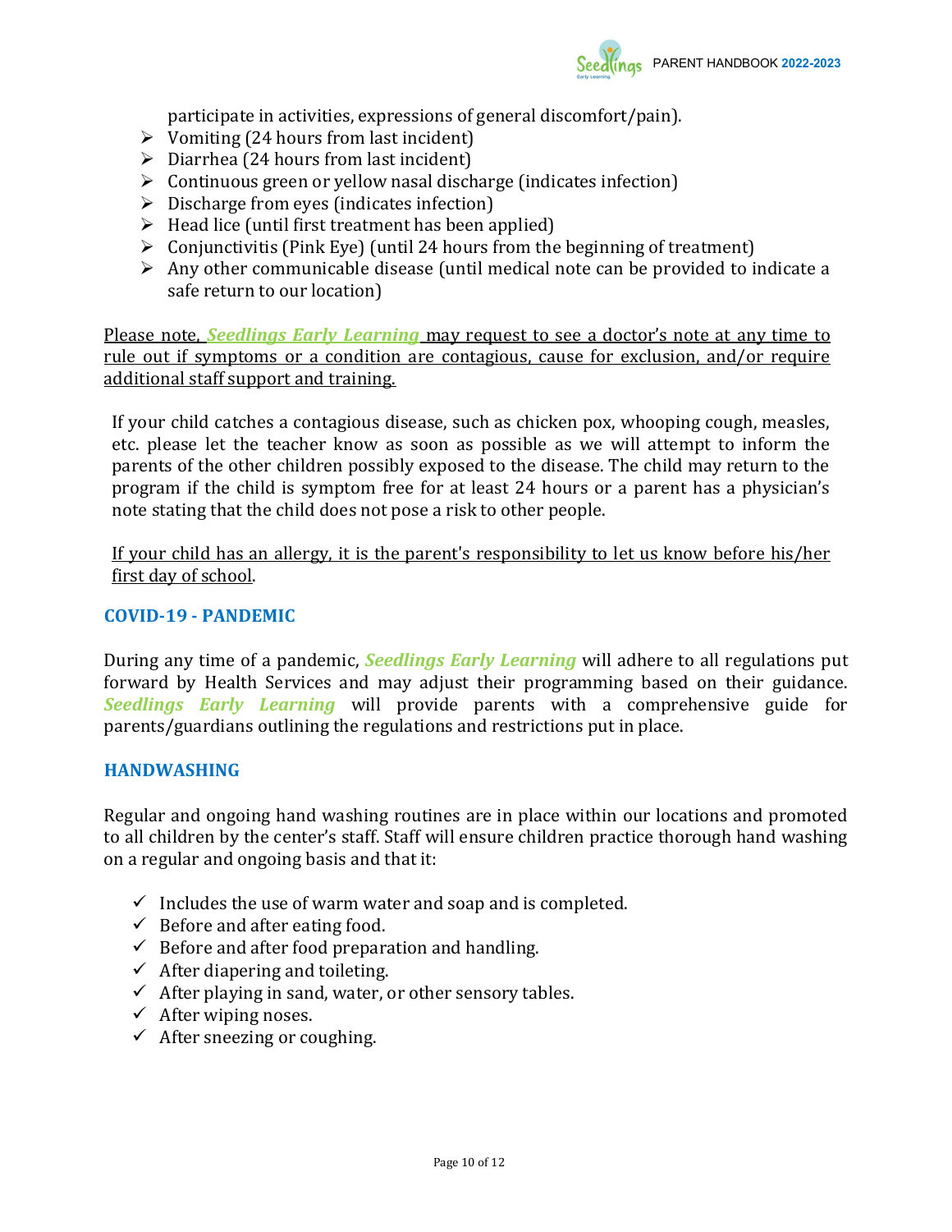participate in activities, expressions of general discomfort/pain).

- Vomiting (24 hours from last incident)
- Diarrhea (24 hours from last incident)
- Continuous green or yellow nasal discharge (indicates infection)
- Discharge from eyes (indicates infection)
- Head lice (until first treatment has been applied)
- Conjunctivitis (Pink Eye) (until 24 hours from the beginning of treatment)
- Any other communicable disease (until medical note can be provided to indicate a safe return to our location)

<u>Please note, ***Seedlings Early Learning*** may request to see a doctor's note at any time to rule out if symptoms or a condition are contagious, cause for exclusion, and/or require additional staff support and training.</u>

If your child catches a contagious disease, such as chicken pox, whooping cough, measles, etc. please let the teacher know as soon as possible as we will attempt to inform the parents of the other children possibly exposed to the disease. The child may return to the program if the child is symptom free for at least 24 hours or a parent has a physician's note stating that the child does not pose a risk to other people.

<u>If your child has an allergy, it is the parent's responsibility to let us know before his/her first day of school</u>.

## COVID-19 - PANDEMIC

During any time of a pandemic, ***Seedlings Early Learning*** will adhere to all regulations put forward by Health Services and may adjust their programming based on their guidance. ***Seedlings Early Learning*** will provide parents with a comprehensive guide for parents/guardians outlining the regulations and restrictions put in place.

## HANDWASHING

Regular and ongoing hand washing routines are in place within our locations and promoted to all children by the center's staff. Staff will ensure children practice thorough hand washing on a regular and ongoing basis and that it:

- ✓ Includes the use of warm water and soap and is completed.
- ✓ Before and after eating food.
- ✓ Before and after food preparation and handling.
- ✓ After diapering and toileting.
- ✓ After playing in sand, water, or other sensory tables.
- ✓ After wiping noses.
- ✓ After sneezing or coughing.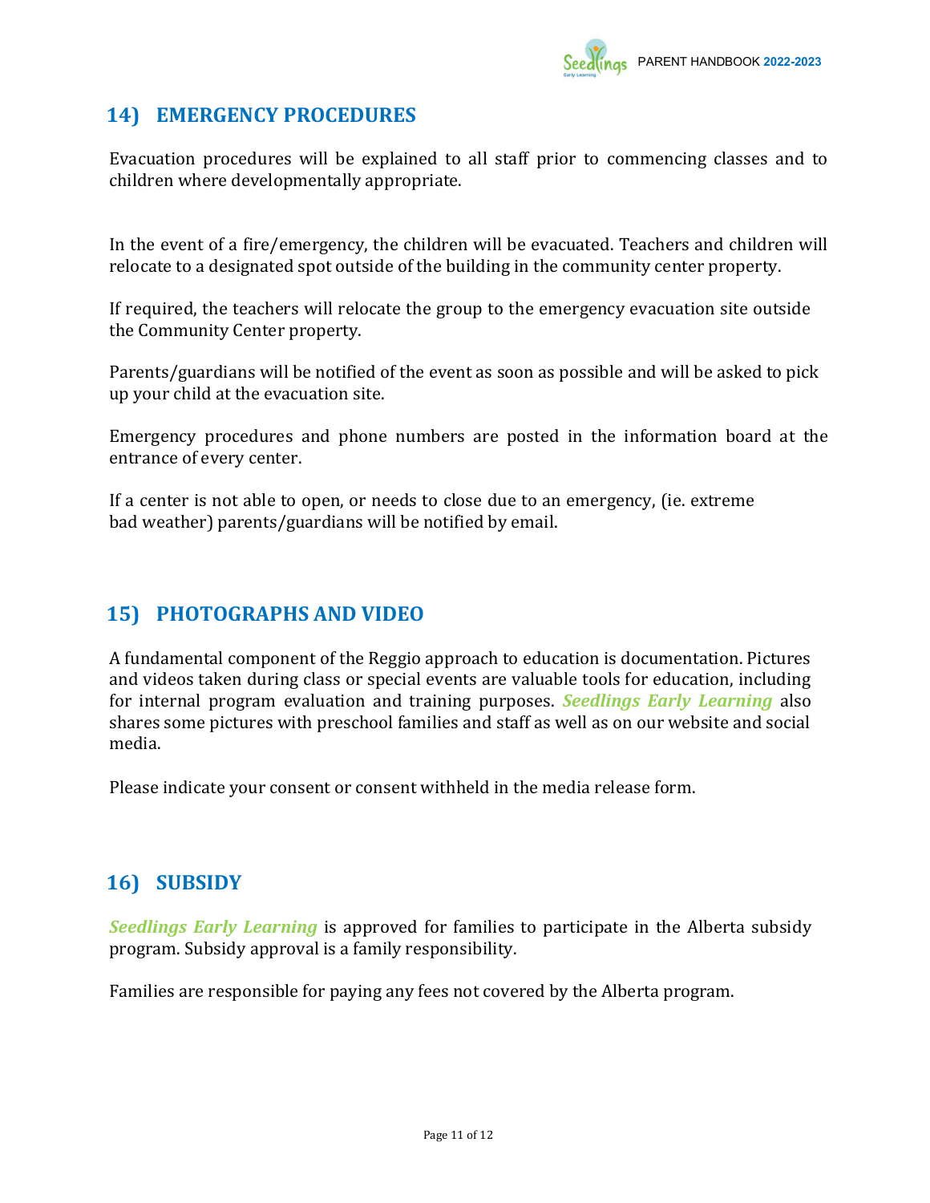## 14) EMERGENCY PROCEDURES

Evacuation procedures will be explained to all staff prior to commencing classes and to children where developmentally appropriate.

In the event of a fire/emergency, the children will be evacuated. Teachers and children will relocate to a designated spot outside of the building in the community center property.

If required, the teachers will relocate the group to the emergency evacuation site outside the Community Center property.

Parents/guardians will be notified of the event as soon as possible and will be asked to pick up your child at the evacuation site.

Emergency procedures and phone numbers are posted in the information board at the entrance of every center.

If a center is not able to open, or needs to close due to an emergency, (ie. extreme bad weather) parents/guardians will be notified by email.

## 15) PHOTOGRAPHS AND VIDEO

A fundamental component of the Reggio approach to education is documentation. Pictures and videos taken during class or special events are valuable tools for education, including for internal program evaluation and training purposes. ***Seedlings Early Learning*** also shares some pictures with preschool families and staff as well as on our website and social media.

Please indicate your consent or consent withheld in the media release form.

## 16) SUBSIDY

***Seedlings Early Learning*** is approved for families to participate in the Alberta subsidy program. Subsidy approval is a family responsibility.

Families are responsible for paying any fees not covered by the Alberta program.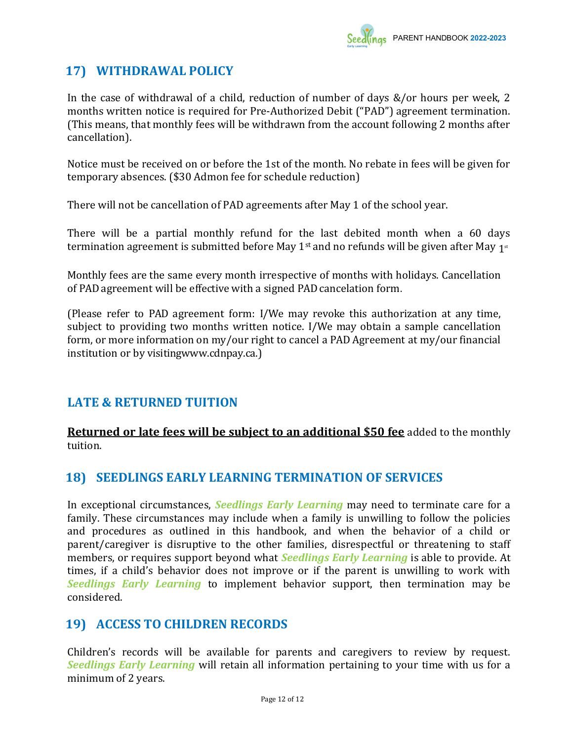## 17) WITHDRAWAL POLICY

In the case of withdrawal of a child, reduction of number of days &/or hours per week, 2 months written notice is required for Pre-Authorized Debit ("PAD") agreement termination. (This means, that monthly fees will be withdrawn from the account following 2 months after cancellation).

Notice must be received on or before the 1st of the month. No rebate in fees will be given for temporary absences. ($30 Admon fee for schedule reduction)

There will not be cancellation of PAD agreements after May 1 of the school year.

There will be a partial monthly refund for the last debited month when a 60 days termination agreement is submitted before May 1st and no refunds will be given after May 1st

Monthly fees are the same every month irrespective of months with holidays. Cancellation of PAD agreement will be effective with a signed PAD cancelation form.

(Please refer to PAD agreement form: I/We may revoke this authorization at any time, subject to providing two months written notice. I/We may obtain a sample cancellation form, or more information on my/our right to cancel a PAD Agreement at my/our financial institution or by visitingwww.cdnpay.ca.)

## LATE & RETURNED TUITION

**Returned or late fees will be subject to an additional $50 fee** added to the monthly tuition.

## 18) SEEDLINGS EARLY LEARNING TERMINATION OF SERVICES

In exceptional circumstances, ***Seedlings Early Learning*** may need to terminate care for a family. These circumstances may include when a family is unwilling to follow the policies and procedures as outlined in this handbook, and when the behavior of a child or parent/caregiver is disruptive to the other families, disrespectful or threatening to staff members, or requires support beyond what ***Seedlings Early Learning*** is able to provide. At times, if a child's behavior does not improve or if the parent is unwilling to work with ***Seedlings Early Learning*** to implement behavior support, then termination may be considered.

## 19) ACCESS TO CHILDREN RECORDS

Children's records will be available for parents and caregivers to review by request. ***Seedlings Early Learning*** will retain all information pertaining to your time with us for a minimum of 2 years.